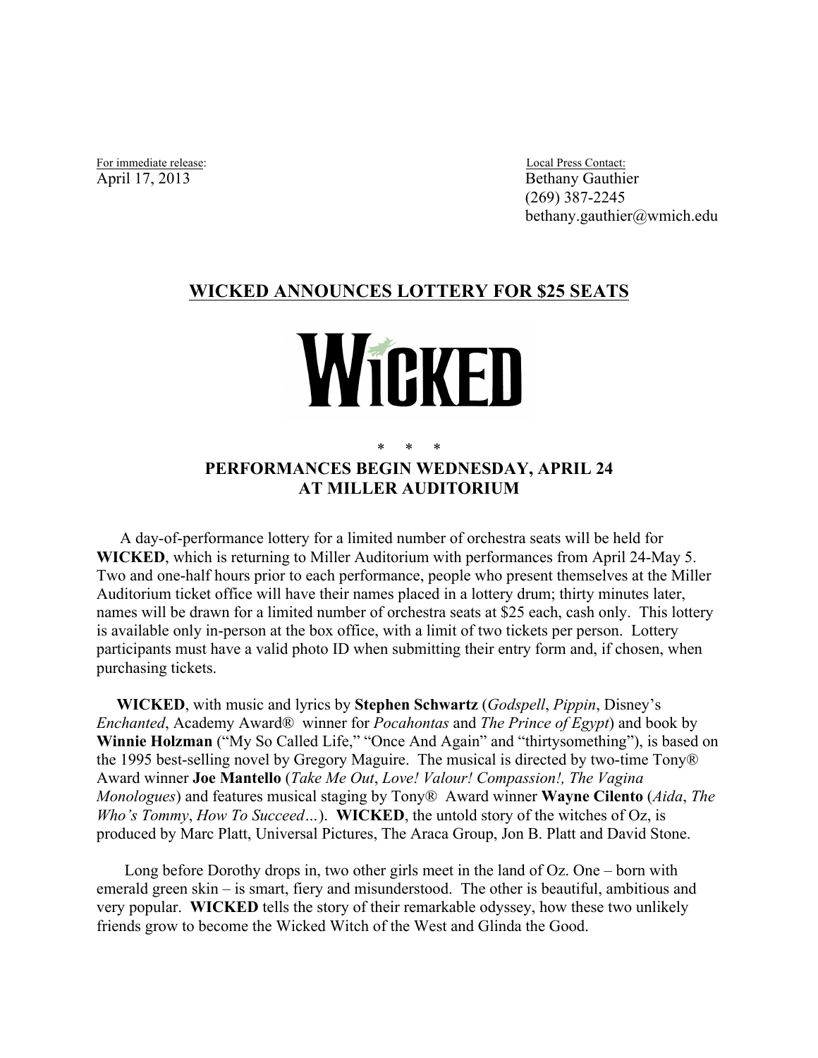For immediate release:
April 17, 2013

Local Press Contact:
Bethany Gauthier
(269) 387-2245
bethany.gauthier@wmich.edu

# WICKED ANNOUNCES LOTTERY FOR $25 SEATS

WICKED

\* \* \*

## PERFORMANCES BEGIN WEDNESDAY, APRIL 24
## AT MILLER AUDITORIUM

A day-of-performance lottery for a limited number of orchestra seats will be held for **WICKED**, which is returning to Miller Auditorium with performances from April 24-May 5. Two and one-half hours prior to each performance, people who present themselves at the Miller Auditorium ticket office will have their names placed in a lottery drum; thirty minutes later, names will be drawn for a limited number of orchestra seats at $25 each, cash only. This lottery is available only in-person at the box office, with a limit of two tickets per person. Lottery participants must have a valid photo ID when submitting their entry form and, if chosen, when purchasing tickets.

**WICKED**, with music and lyrics by **Stephen Schwartz** (*Godspell*, *Pippin*, Disney's *Enchanted*, Academy Award® winner for *Pocahontas* and *The Prince of Egypt*) and book by **Winnie Holzman** ("My So Called Life," "Once And Again" and "thirtysomething"), is based on the 1995 best-selling novel by Gregory Maguire. The musical is directed by two-time Tony® Award winner **Joe Mantello** (*Take Me Out*, *Love! Valour! Compassion!, The Vagina Monologues*) and features musical staging by Tony® Award winner **Wayne Cilento** (*Aida*, *The Who's Tommy*, *How To Succeed…*). **WICKED**, the untold story of the witches of Oz, is produced by Marc Platt, Universal Pictures, The Araca Group, Jon B. Platt and David Stone.

Long before Dorothy drops in, two other girls meet in the land of Oz. One – born with emerald green skin – is smart, fiery and misunderstood. The other is beautiful, ambitious and very popular. **WICKED** tells the story of their remarkable odyssey, how these two unlikely friends grow to become the Wicked Witch of the West and Glinda the Good.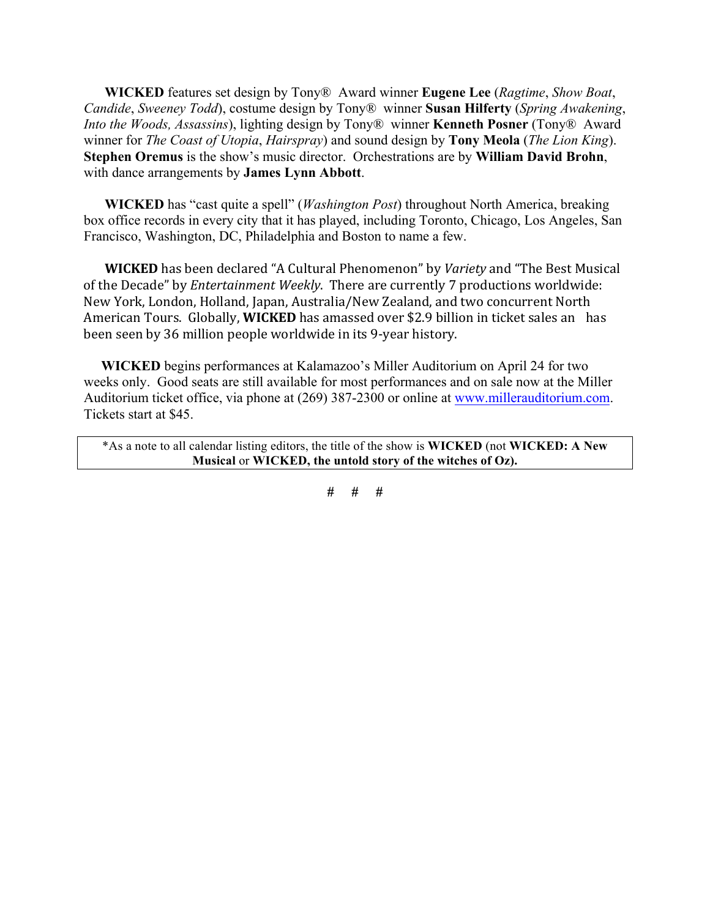**WICKED** features set design by Tony® Award winner **Eugene Lee** (*Ragtime*, *Show Boat*, *Candide*, *Sweeney Todd*), costume design by Tony® winner **Susan Hilferty** (*Spring Awakening*, *Into the Woods, Assassins*), lighting design by Tony® winner **Kenneth Posner** (Tony® Award winner for *The Coast of Utopia*, *Hairspray*) and sound design by **Tony Meola** (*The Lion King*). **Stephen Oremus** is the show's music director. Orchestrations are by **William David Brohn**, with dance arrangements by **James Lynn Abbott**.

**WICKED** has "cast quite a spell" (*Washington Post*) throughout North America, breaking box office records in every city that it has played, including Toronto, Chicago, Los Angeles, San Francisco, Washington, DC, Philadelphia and Boston to name a few.

**WICKED** has been declared "A Cultural Phenomenon" by *Variety* and "The Best Musical of the Decade" by *Entertainment Weekly*. There are currently 7 productions worldwide: New York, London, Holland, Japan, Australia/New Zealand, and two concurrent North American Tours. Globally, **WICKED** has amassed over $2.9 billion in ticket sales an has been seen by 36 million people worldwide in its 9-year history.

**WICKED** begins performances at Kalamazoo's Miller Auditorium on April 24 for two weeks only. Good seats are still available for most performances and on sale now at the Miller Auditorium ticket office, via phone at (269) 387-2300 or online at www.millerauditorium.com. Tickets start at $45.

*As a note to all calendar listing editors, the title of the show is **WICKED** (not **WICKED: A New Musical** or **WICKED, the untold story of the witches of Oz).**

# # #